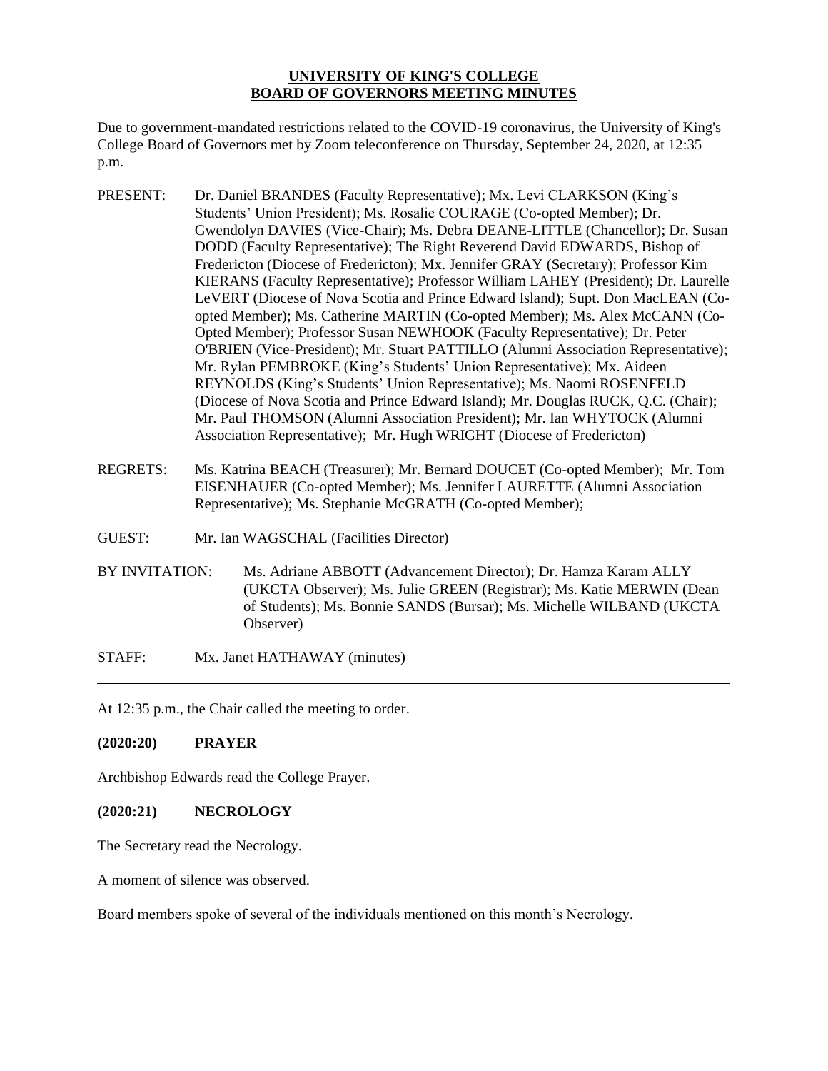**UNIVERSITY OF KING'S COLLEGE**
**BOARD OF GOVERNORS MEETING MINUTES**

Due to government-mandated restrictions related to the COVID-19 coronavirus, the University of King's College Board of Governors met by Zoom teleconference on Thursday, September 24, 2020, at 12:35 p.m.

PRESENT: Dr. Daniel BRANDES (Faculty Representative); Mx. Levi CLARKSON (King's Students' Union President); Ms. Rosalie COURAGE (Co-opted Member); Dr. Gwendolyn DAVIES (Vice-Chair); Ms. Debra DEANE-LITTLE (Chancellor); Dr. Susan DODD (Faculty Representative); The Right Reverend David EDWARDS, Bishop of Fredericton (Diocese of Fredericton); Mx. Jennifer GRAY (Secretary); Professor Kim KIERANS (Faculty Representative); Professor William LAHEY (President); Dr. Laurelle LeVERT (Diocese of Nova Scotia and Prince Edward Island); Supt. Don MacLEAN (Co-opted Member); Ms. Catherine MARTIN (Co-opted Member); Ms. Alex McCANN (Co-Opted Member); Professor Susan NEWHOOK (Faculty Representative); Dr. Peter O'BRIEN (Vice-President); Mr. Stuart PATTILLO (Alumni Association Representative); Mr. Rylan PEMBROKE (King's Students' Union Representative); Mx. Aideen REYNOLDS (King's Students' Union Representative); Ms. Naomi ROSENFELD (Diocese of Nova Scotia and Prince Edward Island); Mr. Douglas RUCK, Q.C. (Chair); Mr. Paul THOMSON (Alumni Association President); Mr. Ian WHYTOCK (Alumni Association Representative); Mr. Hugh WRIGHT (Diocese of Fredericton)

REGRETS: Ms. Katrina BEACH (Treasurer); Mr. Bernard DOUCET (Co-opted Member); Mr. Tom EISENHAUER (Co-opted Member); Ms. Jennifer LAURETTE (Alumni Association Representative); Ms. Stephanie McGRATH (Co-opted Member);

GUEST: Mr. Ian WAGSCHAL (Facilities Director)

BY INVITATION: Ms. Adriane ABBOTT (Advancement Director); Dr. Hamza Karam ALLY (UKCTA Observer); Ms. Julie GREEN (Registrar); Ms. Katie MERWIN (Dean of Students); Ms. Bonnie SANDS (Bursar); Ms. Michelle WILBAND (UKCTA Observer)

STAFF: Mx. Janet HATHAWAY (minutes)

---

At 12:35 p.m., the Chair called the meeting to order.

**(2020:20) PRAYER**

Archbishop Edwards read the College Prayer.

**(2020:21) NECROLOGY**

The Secretary read the Necrology.

A moment of silence was observed.

Board members spoke of several of the individuals mentioned on this month's Necrology.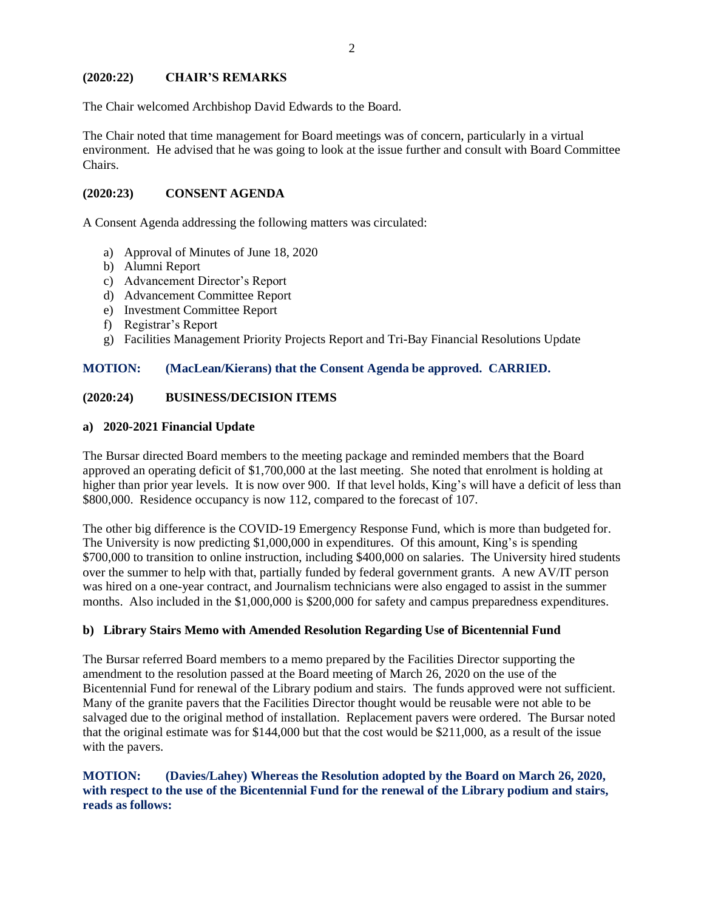**(2020:22) CHAIR'S REMARKS**

The Chair welcomed Archbishop David Edwards to the Board.

The Chair noted that time management for Board meetings was of concern, particularly in a virtual environment. He advised that he was going to look at the issue further and consult with Board Committee Chairs.

**(2020:23) CONSENT AGENDA**

A Consent Agenda addressing the following matters was circulated:

a) Approval of Minutes of June 18, 2020
b) Alumni Report
c) Advancement Director's Report
d) Advancement Committee Report
e) Investment Committee Report
f) Registrar's Report
g) Facilities Management Priority Projects Report and Tri-Bay Financial Resolutions Update

**MOTION: (MacLean/Kierans) that the Consent Agenda be approved. CARRIED.**

**(2020:24) BUSINESS/DECISION ITEMS**

**a) 2020-2021 Financial Update**

The Bursar directed Board members to the meeting package and reminded members that the Board approved an operating deficit of $1,700,000 at the last meeting. She noted that enrolment is holding at higher than prior year levels. It is now over 900. If that level holds, King's will have a deficit of less than $800,000. Residence occupancy is now 112, compared to the forecast of 107.

The other big difference is the COVID-19 Emergency Response Fund, which is more than budgeted for. The University is now predicting $1,000,000 in expenditures. Of this amount, King's is spending $700,000 to transition to online instruction, including $400,000 on salaries. The University hired students over the summer to help with that, partially funded by federal government grants. A new AV/IT person was hired on a one-year contract, and Journalism technicians were also engaged to assist in the summer months. Also included in the $1,000,000 is $200,000 for safety and campus preparedness expenditures.

**b) Library Stairs Memo with Amended Resolution Regarding Use of Bicentennial Fund**

The Bursar referred Board members to a memo prepared by the Facilities Director supporting the amendment to the resolution passed at the Board meeting of March 26, 2020 on the use of the Bicentennial Fund for renewal of the Library podium and stairs. The funds approved were not sufficient. Many of the granite pavers that the Facilities Director thought would be reusable were not able to be salvaged due to the original method of installation. Replacement pavers were ordered. The Bursar noted that the original estimate was for $144,000 but that the cost would be $211,000, as a result of the issue with the pavers.

**MOTION: (Davies/Lahey) Whereas the Resolution adopted by the Board on March 26, 2020, with respect to the use of the Bicentennial Fund for the renewal of the Library podium and stairs, reads as follows:**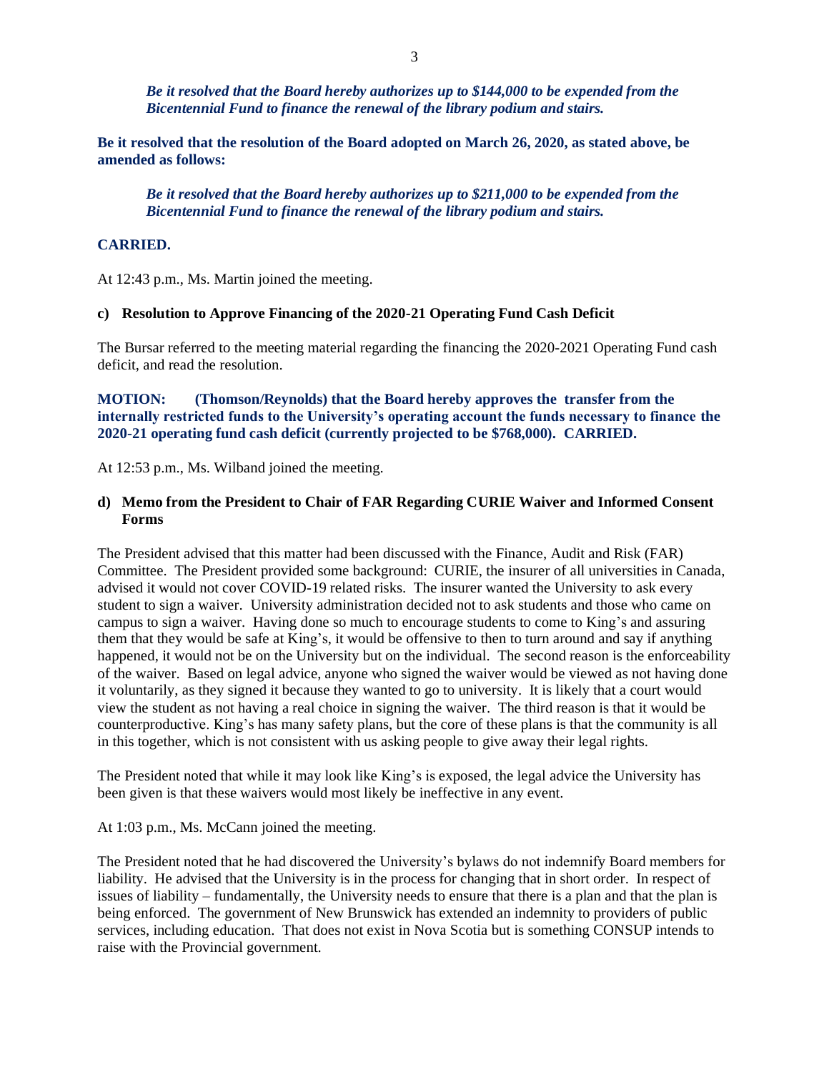> ***Be it resolved that the Board hereby authorizes up to $144,000 to be expended from the Bicentennial Fund to finance the renewal of the library podium and stairs.***

**Be it resolved that the resolution of the Board adopted on March 26, 2020, as stated above, be amended as follows:**

> ***Be it resolved that the Board hereby authorizes up to $211,000 to be expended from the Bicentennial Fund to finance the renewal of the library podium and stairs.***

**CARRIED.**

At 12:43 p.m., Ms. Martin joined the meeting.

**c) Resolution to Approve Financing of the 2020-21 Operating Fund Cash Deficit**

The Bursar referred to the meeting material regarding the financing the 2020-2021 Operating Fund cash deficit, and read the resolution.

**MOTION: (Thomson/Reynolds) that the Board hereby approves the transfer from the internally restricted funds to the University's operating account the funds necessary to finance the 2020-21 operating fund cash deficit (currently projected to be $768,000). CARRIED.**

At 12:53 p.m., Ms. Wilband joined the meeting.

**d) Memo from the President to Chair of FAR Regarding CURIE Waiver and Informed Consent Forms**

The President advised that this matter had been discussed with the Finance, Audit and Risk (FAR) Committee. The President provided some background: CURIE, the insurer of all universities in Canada, advised it would not cover COVID-19 related risks. The insurer wanted the University to ask every student to sign a waiver. University administration decided not to ask students and those who came on campus to sign a waiver. Having done so much to encourage students to come to King's and assuring them that they would be safe at King's, it would be offensive to then to turn around and say if anything happened, it would not be on the University but on the individual. The second reason is the enforceability of the waiver. Based on legal advice, anyone who signed the waiver would be viewed as not having done it voluntarily, as they signed it because they wanted to go to university. It is likely that a court would view the student as not having a real choice in signing the waiver. The third reason is that it would be counterproductive. King's has many safety plans, but the core of these plans is that the community is all in this together, which is not consistent with us asking people to give away their legal rights.

The President noted that while it may look like King's is exposed, the legal advice the University has been given is that these waivers would most likely be ineffective in any event.

At 1:03 p.m., Ms. McCann joined the meeting.

The President noted that he had discovered the University's bylaws do not indemnify Board members for liability. He advised that the University is in the process for changing that in short order. In respect of issues of liability – fundamentally, the University needs to ensure that there is a plan and that the plan is being enforced. The government of New Brunswick has extended an indemnity to providers of public services, including education. That does not exist in Nova Scotia but is something CONSUP intends to raise with the Provincial government.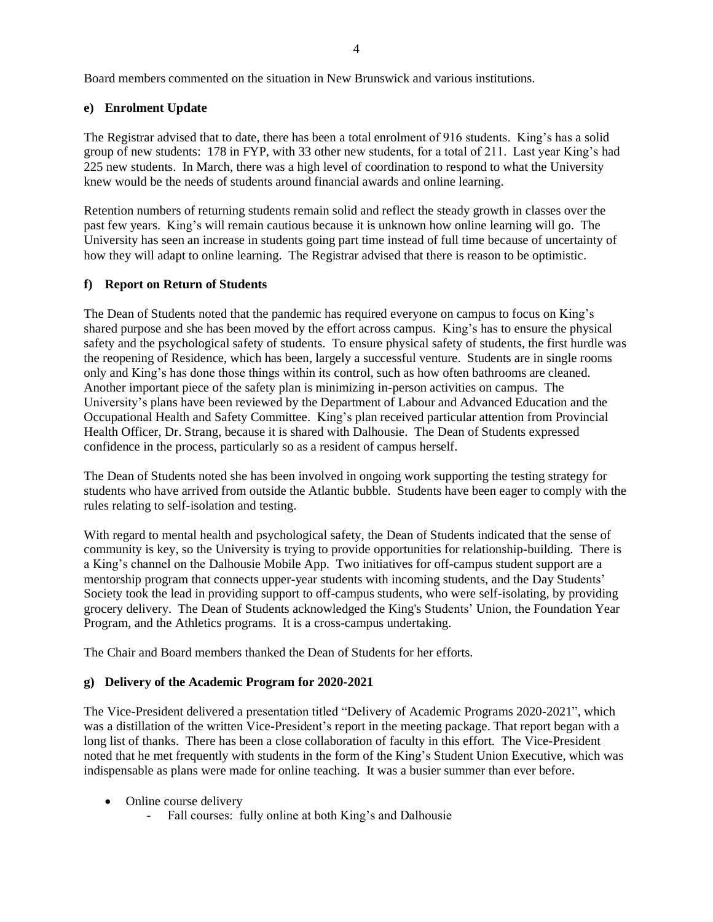Board members commented on the situation in New Brunswick and various institutions.

**e) Enrolment Update**

The Registrar advised that to date, there has been a total enrolment of 916 students. King's has a solid group of new students: 178 in FYP, with 33 other new students, for a total of 211. Last year King's had 225 new students. In March, there was a high level of coordination to respond to what the University knew would be the needs of students around financial awards and online learning.

Retention numbers of returning students remain solid and reflect the steady growth in classes over the past few years. King's will remain cautious because it is unknown how online learning will go. The University has seen an increase in students going part time instead of full time because of uncertainty of how they will adapt to online learning. The Registrar advised that there is reason to be optimistic.

**f) Report on Return of Students**

The Dean of Students noted that the pandemic has required everyone on campus to focus on King's shared purpose and she has been moved by the effort across campus. King's has to ensure the physical safety and the psychological safety of students. To ensure physical safety of students, the first hurdle was the reopening of Residence, which has been, largely a successful venture. Students are in single rooms only and King's has done those things within its control, such as how often bathrooms are cleaned. Another important piece of the safety plan is minimizing in-person activities on campus. The University's plans have been reviewed by the Department of Labour and Advanced Education and the Occupational Health and Safety Committee. King's plan received particular attention from Provincial Health Officer, Dr. Strang, because it is shared with Dalhousie. The Dean of Students expressed confidence in the process, particularly so as a resident of campus herself.

The Dean of Students noted she has been involved in ongoing work supporting the testing strategy for students who have arrived from outside the Atlantic bubble. Students have been eager to comply with the rules relating to self-isolation and testing.

With regard to mental health and psychological safety, the Dean of Students indicated that the sense of community is key, so the University is trying to provide opportunities for relationship-building. There is a King's channel on the Dalhousie Mobile App. Two initiatives for off-campus student support are a mentorship program that connects upper-year students with incoming students, and the Day Students' Society took the lead in providing support to off-campus students, who were self-isolating, by providing grocery delivery. The Dean of Students acknowledged the King's Students' Union, the Foundation Year Program, and the Athletics programs. It is a cross-campus undertaking.

The Chair and Board members thanked the Dean of Students for her efforts.

**g) Delivery of the Academic Program for 2020-2021**

The Vice-President delivered a presentation titled "Delivery of Academic Programs 2020-2021", which was a distillation of the written Vice-President's report in the meeting package. That report began with a long list of thanks. There has been a close collaboration of faculty in this effort. The Vice-President noted that he met frequently with students in the form of the King's Student Union Executive, which was indispensable as plans were made for online teaching. It was a busier summer than ever before.

- Online course delivery
    - Fall courses: fully online at both King's and Dalhousie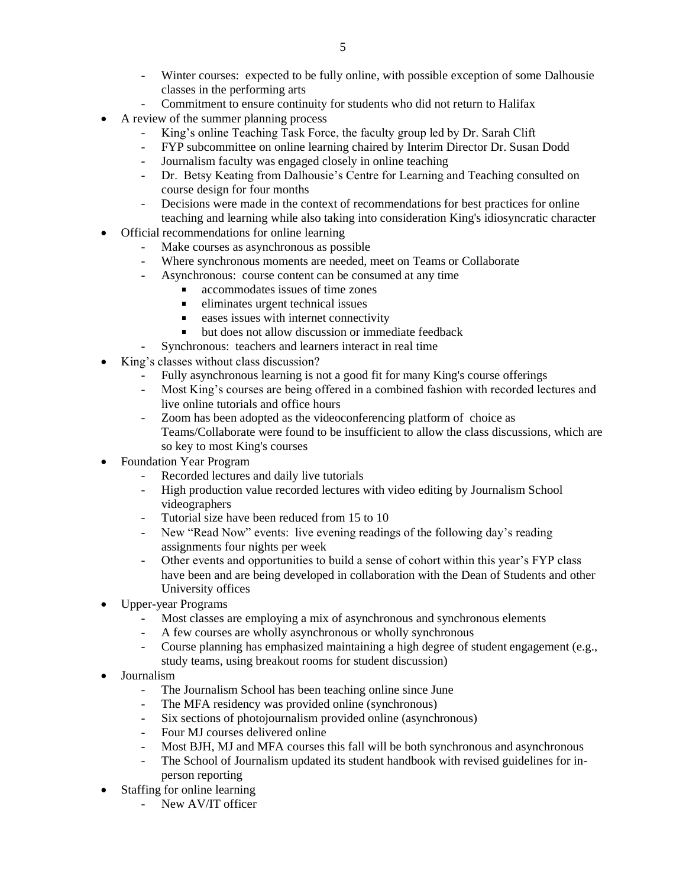- Winter courses: expected to be fully online, with possible exception of some Dalhousie classes in the performing arts
  - Commitment to ensure continuity for students who did not return to Halifax
- A review of the summer planning process
  - King's online Teaching Task Force, the faculty group led by Dr. Sarah Clift
  - FYP subcommittee on online learning chaired by Interim Director Dr. Susan Dodd
  - Journalism faculty was engaged closely in online teaching
  - Dr. Betsy Keating from Dalhousie's Centre for Learning and Teaching consulted on course design for four months
  - Decisions were made in the context of recommendations for best practices for online teaching and learning while also taking into consideration King's idiosyncratic character
- Official recommendations for online learning
  - Make courses as asynchronous as possible
  - Where synchronous moments are needed, meet on Teams or Collaborate
  - Asynchronous: course content can be consumed at any time
    - accommodates issues of time zones
    - eliminates urgent technical issues
    - eases issues with internet connectivity
    - but does not allow discussion or immediate feedback
  - Synchronous: teachers and learners interact in real time
- King's classes without class discussion?
  - Fully asynchronous learning is not a good fit for many King's course offerings
  - Most King's courses are being offered in a combined fashion with recorded lectures and live online tutorials and office hours
  - Zoom has been adopted as the videoconferencing platform of choice as Teams/Collaborate were found to be insufficient to allow the class discussions, which are so key to most King's courses
- Foundation Year Program
  - Recorded lectures and daily live tutorials
  - High production value recorded lectures with video editing by Journalism School videographers
  - Tutorial size have been reduced from 15 to 10
  - New "Read Now" events: live evening readings of the following day's reading assignments four nights per week
  - Other events and opportunities to build a sense of cohort within this year's FYP class have been and are being developed in collaboration with the Dean of Students and other University offices
- Upper-year Programs
  - Most classes are employing a mix of asynchronous and synchronous elements
  - A few courses are wholly asynchronous or wholly synchronous
  - Course planning has emphasized maintaining a high degree of student engagement (e.g., study teams, using breakout rooms for student discussion)
- Journalism
  - The Journalism School has been teaching online since June
  - The MFA residency was provided online (synchronous)
  - Six sections of photojournalism provided online (asynchronous)
  - Four MJ courses delivered online
  - Most BJH, MJ and MFA courses this fall will be both synchronous and asynchronous
  - The School of Journalism updated its student handbook with revised guidelines for in-person reporting
- Staffing for online learning
  - New AV/IT officer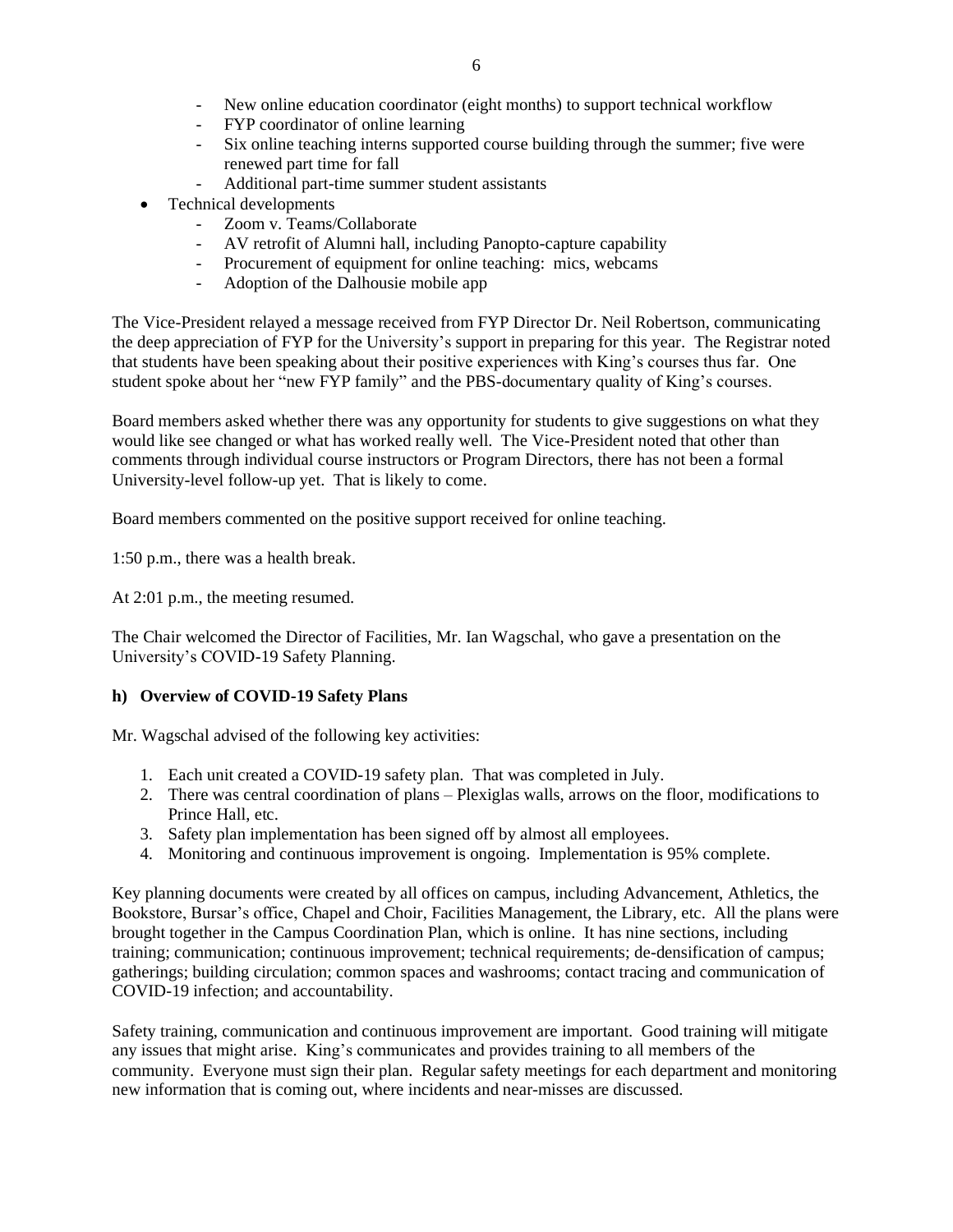- New online education coordinator (eight months) to support technical workflow
- FYP coordinator of online learning
- Six online teaching interns supported course building through the summer; five were renewed part time for fall
- Additional part-time summer student assistants

- Technical developments
  - Zoom v. Teams/Collaborate
  - AV retrofit of Alumni hall, including Panopto-capture capability
  - Procurement of equipment for online teaching: mics, webcams
  - Adoption of the Dalhousie mobile app

The Vice-President relayed a message received from FYP Director Dr. Neil Robertson, communicating the deep appreciation of FYP for the University's support in preparing for this year. The Registrar noted that students have been speaking about their positive experiences with King's courses thus far. One student spoke about her "new FYP family" and the PBS-documentary quality of King's courses.

Board members asked whether there was any opportunity for students to give suggestions on what they would like see changed or what has worked really well. The Vice-President noted that other than comments through individual course instructors or Program Directors, there has not been a formal University-level follow-up yet. That is likely to come.

Board members commented on the positive support received for online teaching.

1:50 p.m., there was a health break.

At 2:01 p.m., the meeting resumed.

The Chair welcomed the Director of Facilities, Mr. Ian Wagschal, who gave a presentation on the University's COVID-19 Safety Planning.

**h) Overview of COVID-19 Safety Plans**

Mr. Wagschal advised of the following key activities:

1. Each unit created a COVID-19 safety plan. That was completed in July.
2. There was central coordination of plans – Plexiglas walls, arrows on the floor, modifications to Prince Hall, etc.
3. Safety plan implementation has been signed off by almost all employees.
4. Monitoring and continuous improvement is ongoing. Implementation is 95% complete.

Key planning documents were created by all offices on campus, including Advancement, Athletics, the Bookstore, Bursar's office, Chapel and Choir, Facilities Management, the Library, etc. All the plans were brought together in the Campus Coordination Plan, which is online. It has nine sections, including training; communication; continuous improvement; technical requirements; de-densification of campus; gatherings; building circulation; common spaces and washrooms; contact tracing and communication of COVID-19 infection; and accountability.

Safety training, communication and continuous improvement are important. Good training will mitigate any issues that might arise. King's communicates and provides training to all members of the community. Everyone must sign their plan. Regular safety meetings for each department and monitoring new information that is coming out, where incidents and near-misses are discussed.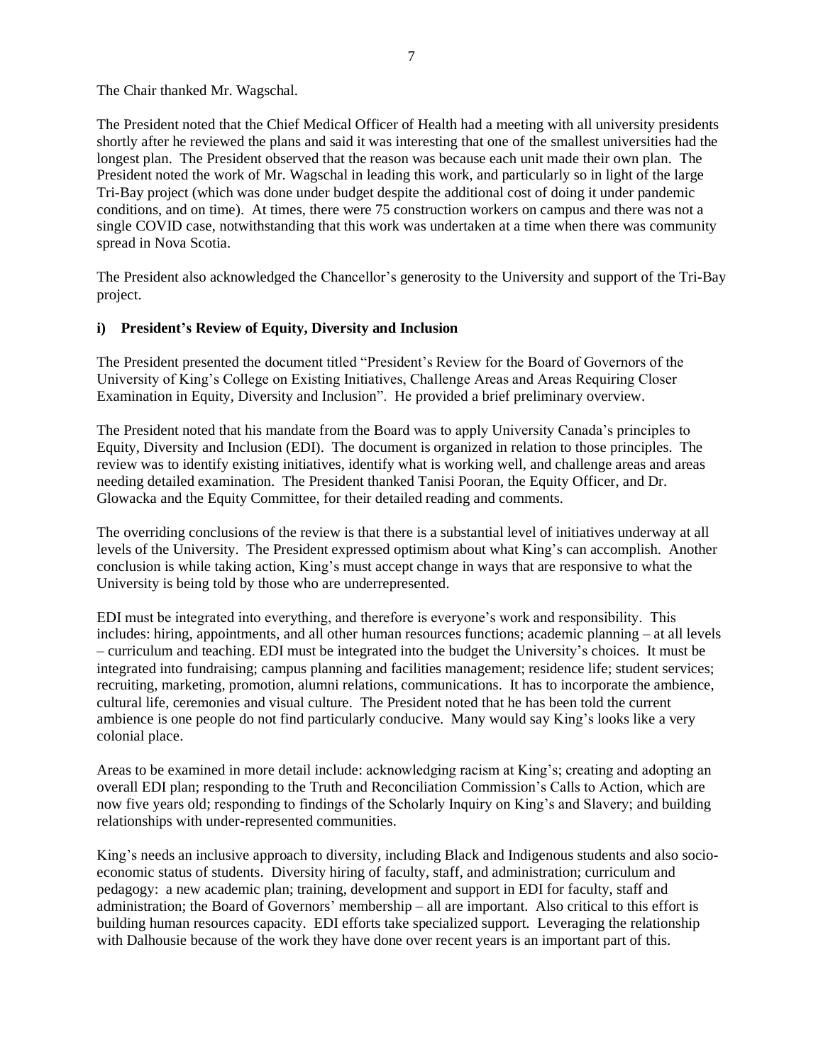The Chair thanked Mr. Wagschal.

The President noted that the Chief Medical Officer of Health had a meeting with all university presidents shortly after he reviewed the plans and said it was interesting that one of the smallest universities had the longest plan. The President observed that the reason was because each unit made their own plan. The President noted the work of Mr. Wagschal in leading this work, and particularly so in light of the large Tri-Bay project (which was done under budget despite the additional cost of doing it under pandemic conditions, and on time). At times, there were 75 construction workers on campus and there was not a single COVID case, notwithstanding that this work was undertaken at a time when there was community spread in Nova Scotia.

The President also acknowledged the Chancellor's generosity to the University and support of the Tri-Bay project.

**i) President's Review of Equity, Diversity and Inclusion**

The President presented the document titled "President's Review for the Board of Governors of the University of King's College on Existing Initiatives, Challenge Areas and Areas Requiring Closer Examination in Equity, Diversity and Inclusion". He provided a brief preliminary overview.

The President noted that his mandate from the Board was to apply University Canada's principles to Equity, Diversity and Inclusion (EDI). The document is organized in relation to those principles. The review was to identify existing initiatives, identify what is working well, and challenge areas and areas needing detailed examination. The President thanked Tanisi Pooran, the Equity Officer, and Dr. Glowacka and the Equity Committee, for their detailed reading and comments.

The overriding conclusions of the review is that there is a substantial level of initiatives underway at all levels of the University. The President expressed optimism about what King's can accomplish. Another conclusion is while taking action, King's must accept change in ways that are responsive to what the University is being told by those who are underrepresented.

EDI must be integrated into everything, and therefore is everyone's work and responsibility. This includes: hiring, appointments, and all other human resources functions; academic planning – at all levels – curriculum and teaching. EDI must be integrated into the budget the University's choices. It must be integrated into fundraising; campus planning and facilities management; residence life; student services; recruiting, marketing, promotion, alumni relations, communications. It has to incorporate the ambience, cultural life, ceremonies and visual culture. The President noted that he has been told the current ambience is one people do not find particularly conducive. Many would say King's looks like a very colonial place.

Areas to be examined in more detail include: acknowledging racism at King's; creating and adopting an overall EDI plan; responding to the Truth and Reconciliation Commission's Calls to Action, which are now five years old; responding to findings of the Scholarly Inquiry on King's and Slavery; and building relationships with under-represented communities.

King's needs an inclusive approach to diversity, including Black and Indigenous students and also socio-economic status of students. Diversity hiring of faculty, staff, and administration; curriculum and pedagogy: a new academic plan; training, development and support in EDI for faculty, staff and administration; the Board of Governors' membership – all are important. Also critical to this effort is building human resources capacity. EDI efforts take specialized support. Leveraging the relationship with Dalhousie because of the work they have done over recent years is an important part of this.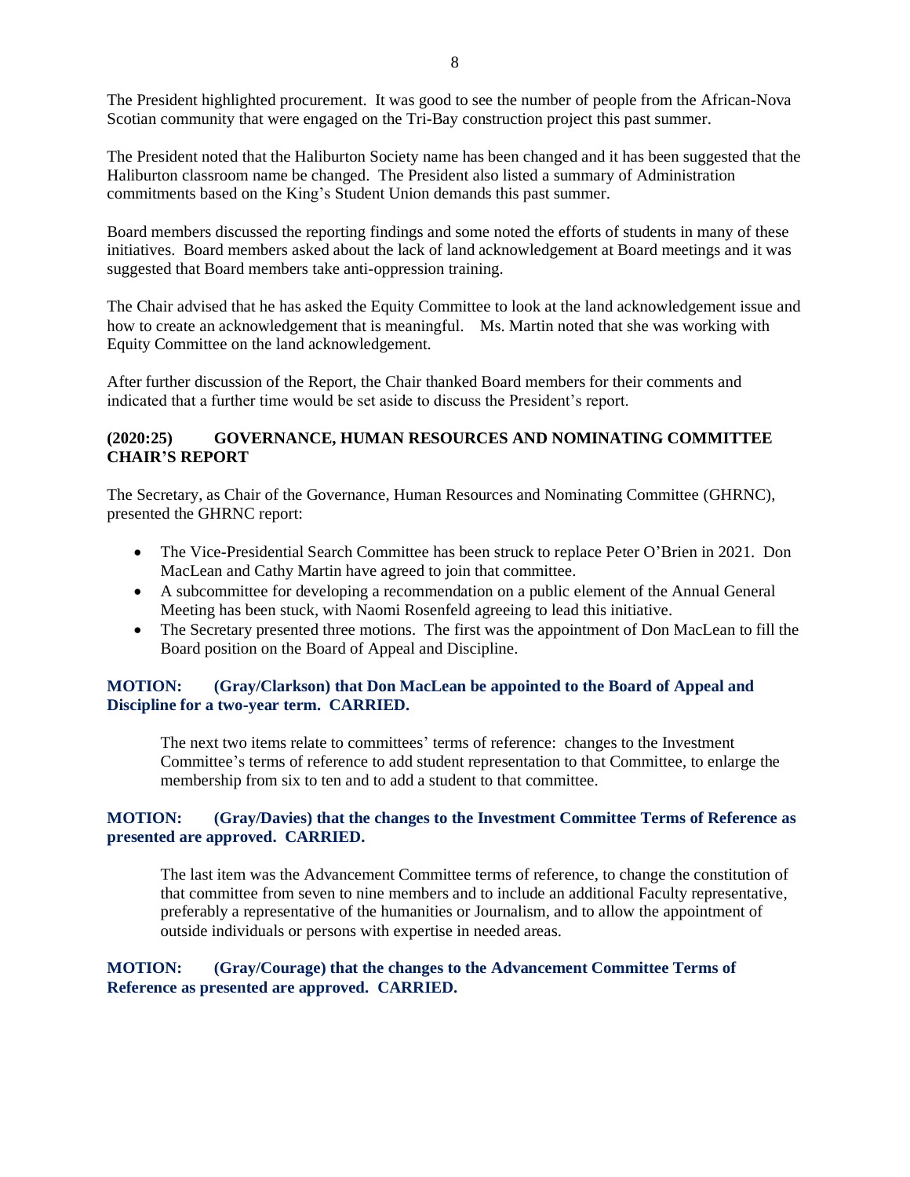The President highlighted procurement. It was good to see the number of people from the African-Nova Scotian community that were engaged on the Tri-Bay construction project this past summer.

The President noted that the Haliburton Society name has been changed and it has been suggested that the Haliburton classroom name be changed. The President also listed a summary of Administration commitments based on the King's Student Union demands this past summer.

Board members discussed the reporting findings and some noted the efforts of students in many of these initiatives. Board members asked about the lack of land acknowledgement at Board meetings and it was suggested that Board members take anti-oppression training.

The Chair advised that he has asked the Equity Committee to look at the land acknowledgement issue and how to create an acknowledgement that is meaningful. Ms. Martin noted that she was working with Equity Committee on the land acknowledgement.

After further discussion of the Report, the Chair thanked Board members for their comments and indicated that a further time would be set aside to discuss the President's report.

### (2020:25) GOVERNANCE, HUMAN RESOURCES AND NOMINATING COMMITTEE CHAIR'S REPORT

The Secretary, as Chair of the Governance, Human Resources and Nominating Committee (GHRNC), presented the GHRNC report:

- The Vice-Presidential Search Committee has been struck to replace Peter O'Brien in 2021. Don MacLean and Cathy Martin have agreed to join that committee.
- A subcommittee for developing a recommendation on a public element of the Annual General Meeting has been stuck, with Naomi Rosenfeld agreeing to lead this initiative.
- The Secretary presented three motions. The first was the appointment of Don MacLean to fill the Board position on the Board of Appeal and Discipline.

**MOTION: (Gray/Clarkson) that Don MacLean be appointed to the Board of Appeal and Discipline for a two-year term. CARRIED.**

The next two items relate to committees' terms of reference: changes to the Investment Committee's terms of reference to add student representation to that Committee, to enlarge the membership from six to ten and to add a student to that committee.

**MOTION: (Gray/Davies) that the changes to the Investment Committee Terms of Reference as presented are approved. CARRIED.**

The last item was the Advancement Committee terms of reference, to change the constitution of that committee from seven to nine members and to include an additional Faculty representative, preferably a representative of the humanities or Journalism, and to allow the appointment of outside individuals or persons with expertise in needed areas.

**MOTION: (Gray/Courage) that the changes to the Advancement Committee Terms of Reference as presented are approved. CARRIED.**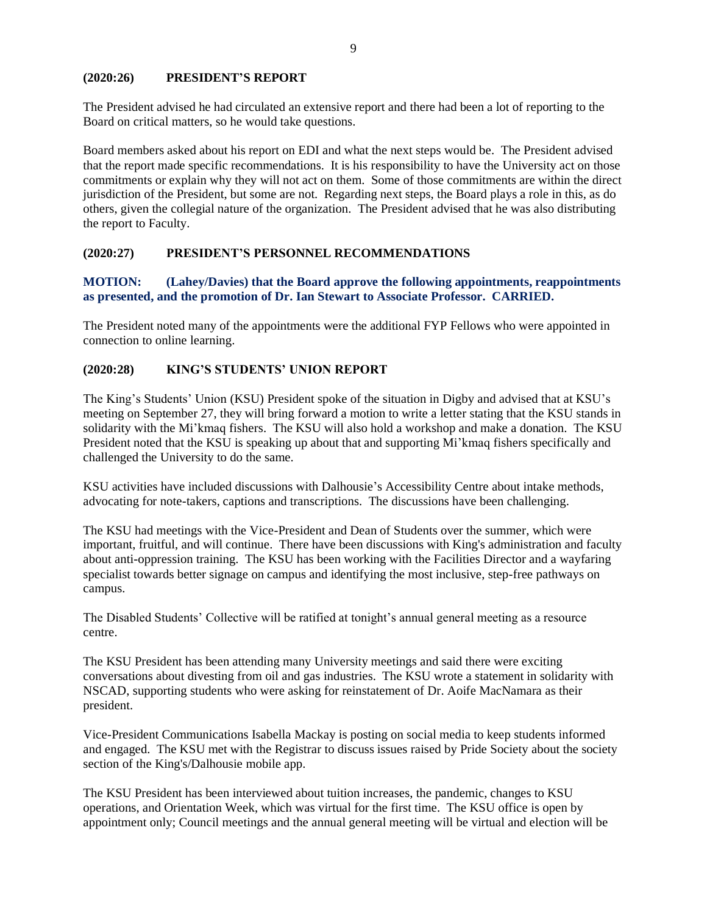### (2020:26) PRESIDENT'S REPORT

The President advised he had circulated an extensive report and there had been a lot of reporting to the Board on critical matters, so he would take questions.

Board members asked about his report on EDI and what the next steps would be. The President advised that the report made specific recommendations. It is his responsibility to have the University act on those commitments or explain why they will not act on them. Some of those commitments are within the direct jurisdiction of the President, but some are not. Regarding next steps, the Board plays a role in this, as do others, given the collegial nature of the organization. The President advised that he was also distributing the report to Faculty.

### (2020:27) PRESIDENT'S PERSONNEL RECOMMENDATIONS

**MOTION: (Lahey/Davies) that the Board approve the following appointments, reappointments as presented, and the promotion of Dr. Ian Stewart to Associate Professor. CARRIED.**

The President noted many of the appointments were the additional FYP Fellows who were appointed in connection to online learning.

### (2020:28) KING'S STUDENTS' UNION REPORT

The King's Students' Union (KSU) President spoke of the situation in Digby and advised that at KSU's meeting on September 27, they will bring forward a motion to write a letter stating that the KSU stands in solidarity with the Mi'kmaq fishers. The KSU will also hold a workshop and make a donation. The KSU President noted that the KSU is speaking up about that and supporting Mi'kmaq fishers specifically and challenged the University to do the same.

KSU activities have included discussions with Dalhousie's Accessibility Centre about intake methods, advocating for note-takers, captions and transcriptions. The discussions have been challenging.

The KSU had meetings with the Vice-President and Dean of Students over the summer, which were important, fruitful, and will continue. There have been discussions with King's administration and faculty about anti-oppression training. The KSU has been working with the Facilities Director and a wayfaring specialist towards better signage on campus and identifying the most inclusive, step-free pathways on campus.

The Disabled Students' Collective will be ratified at tonight's annual general meeting as a resource centre.

The KSU President has been attending many University meetings and said there were exciting conversations about divesting from oil and gas industries. The KSU wrote a statement in solidarity with NSCAD, supporting students who were asking for reinstatement of Dr. Aoife MacNamara as their president.

Vice-President Communications Isabella Mackay is posting on social media to keep students informed and engaged. The KSU met with the Registrar to discuss issues raised by Pride Society about the society section of the King's/Dalhousie mobile app.

The KSU President has been interviewed about tuition increases, the pandemic, changes to KSU operations, and Orientation Week, which was virtual for the first time. The KSU office is open by appointment only; Council meetings and the annual general meeting will be virtual and election will be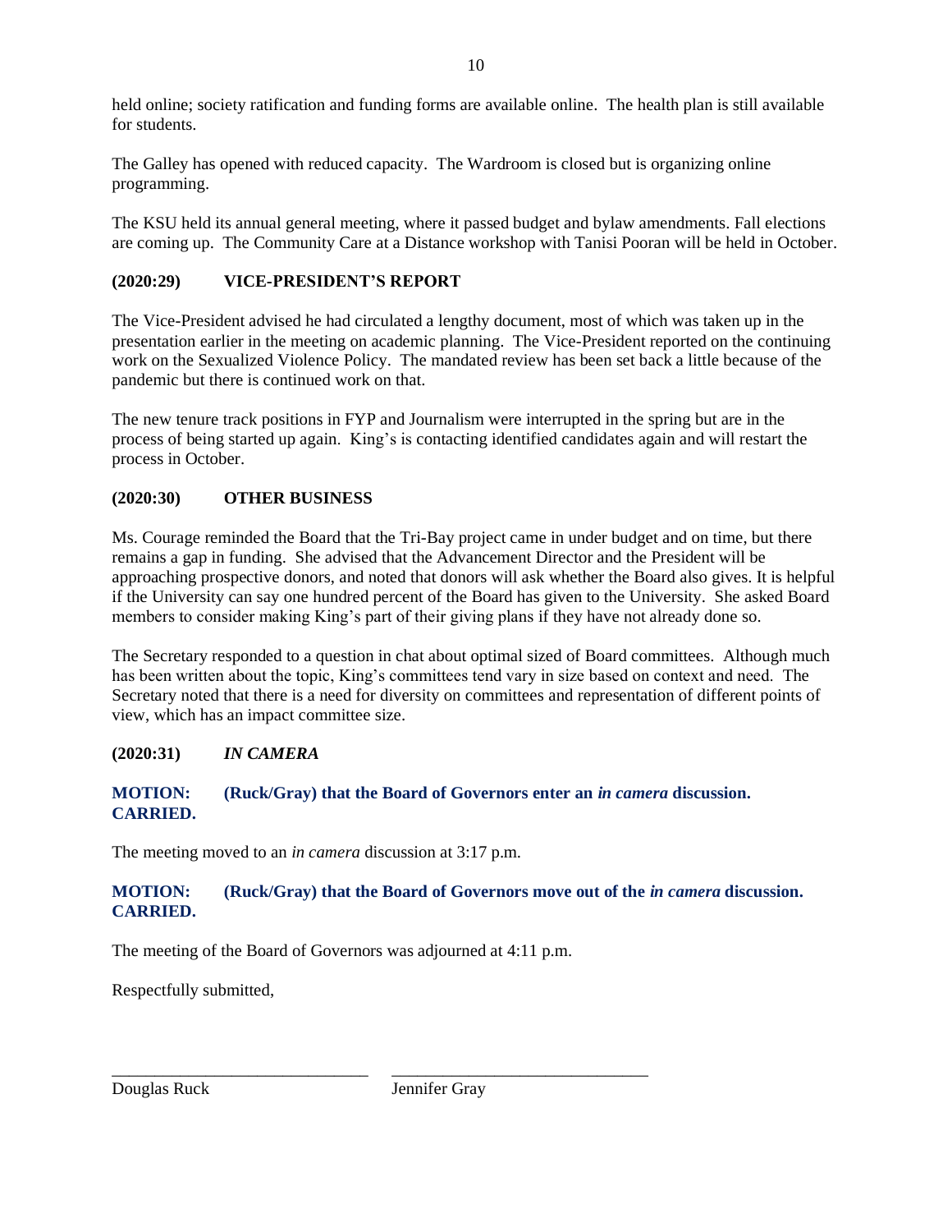held online; society ratification and funding forms are available online. The health plan is still available for students.

The Galley has opened with reduced capacity. The Wardroom is closed but is organizing online programming.

The KSU held its annual general meeting, where it passed budget and bylaw amendments. Fall elections are coming up. The Community Care at a Distance workshop with Tanisi Pooran will be held in October.

### (2020:29) VICE-PRESIDENT'S REPORT

The Vice-President advised he had circulated a lengthy document, most of which was taken up in the presentation earlier in the meeting on academic planning. The Vice-President reported on the continuing work on the Sexualized Violence Policy. The mandated review has been set back a little because of the pandemic but there is continued work on that.

The new tenure track positions in FYP and Journalism were interrupted in the spring but are in the process of being started up again. King's is contacting identified candidates again and will restart the process in October.

### (2020:30) OTHER BUSINESS

Ms. Courage reminded the Board that the Tri-Bay project came in under budget and on time, but there remains a gap in funding. She advised that the Advancement Director and the President will be approaching prospective donors, and noted that donors will ask whether the Board also gives. It is helpful if the University can say one hundred percent of the Board has given to the University. She asked Board members to consider making King's part of their giving plans if they have not already done so.

The Secretary responded to a question in chat about optimal sized of Board committees. Although much has been written about the topic, King's committees tend vary in size based on context and need. The Secretary noted that there is a need for diversity on committees and representation of different points of view, which has an impact committee size.

### (2020:31) *IN CAMERA*

**MOTION: (Ruck/Gray) that the Board of Governors enter an *in camera* discussion. CARRIED.**

The meeting moved to an *in camera* discussion at 3:17 p.m.

**MOTION: (Ruck/Gray) that the Board of Governors move out of the *in camera* discussion. CARRIED.**

The meeting of the Board of Governors was adjourned at 4:11 p.m.

Respectfully submitted,

______________________________ ______________________________

Douglas Ruck Jennifer Gray